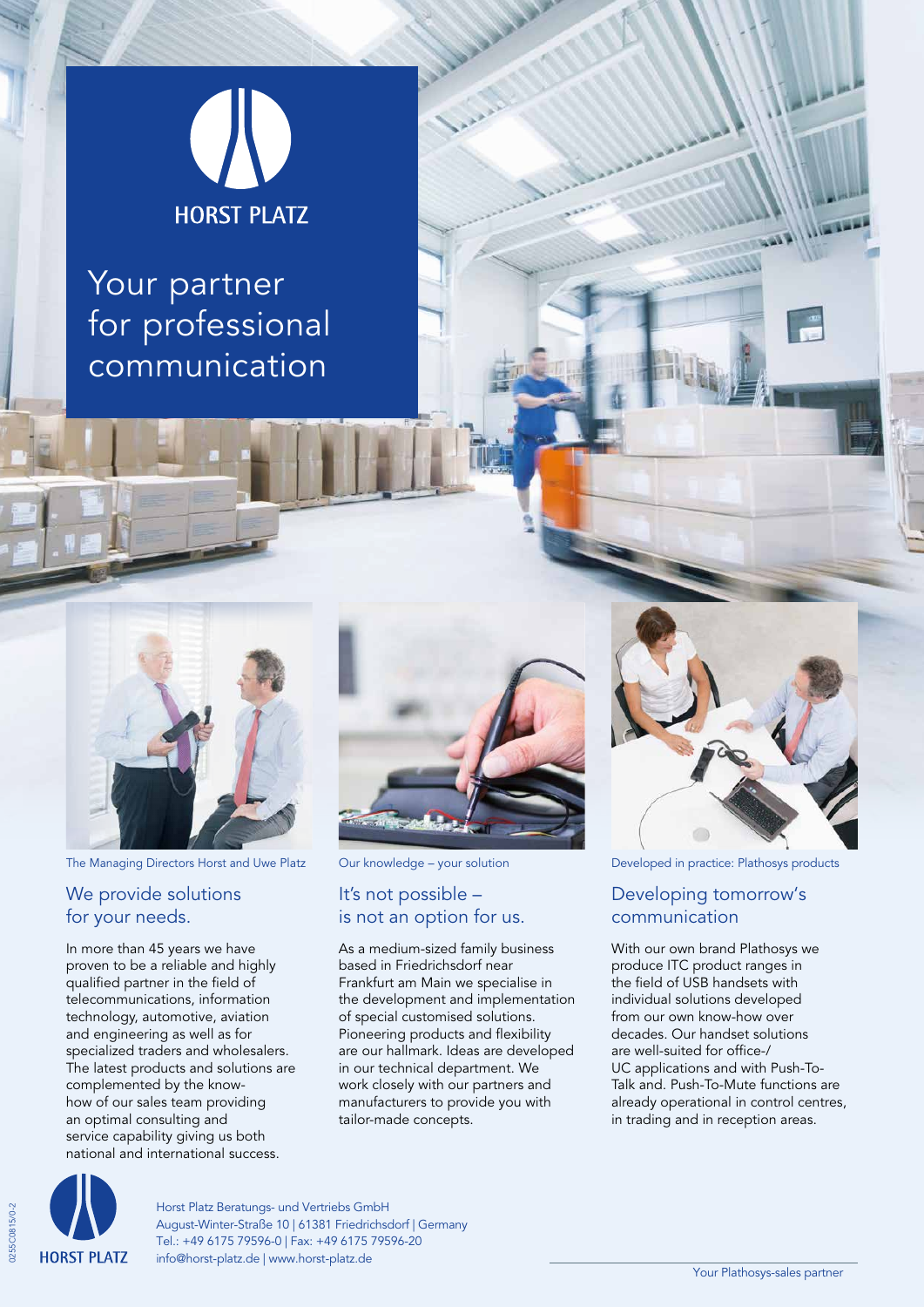HORST PLATZ

# Your partner for professional communication

The Managing Directors Horst and Uwe Platz

## We provide solutions for your needs.

In more than 45 years we have proven to be a reliable and highly qualified partner in the field of telecommunications, information technology, automotive, aviation and engineering as well as for specialized traders and wholesalers. The latest products and solutions are complemented by the know-how of our sales team providing an optimal consulting and service capability giving us both national and international success.

Our knowledge – your solution

## It's not possible – is not an option for us.

As a medium-sized family business based in Friedrichsdorf near Frankfurt am Main we specialise in the development and implementation of special customised solutions. Pioneering products and flexibility are our hallmark. Ideas are developed in our technical department. We work closely with our partners and manufacturers to provide you with tailor-made concepts.

Developed in practice: Plathosys products

## Developing tomorrow's communication

With our own brand Plathosys we produce ITC product ranges in the field of USB handsets with individual solutions developed from our own know-how over decades. Our handset solutions are well-suited for office-/UC applications and with Push-To-Talk and. Push-To-Mute functions are already operational in control centres, in trading and in reception areas.

HORST PLATZ

Horst Platz Beratungs- und Vertriebs GmbH
August-Winter-Straße 10 | 61381 Friedrichsdorf | Germany
Tel.: +49 6175 79596-0 | Fax: +49 6175 79596-20
info@horst-platz.de | www.horst-platz.de

Your Plathosys-sales partner

0255C0815/0-2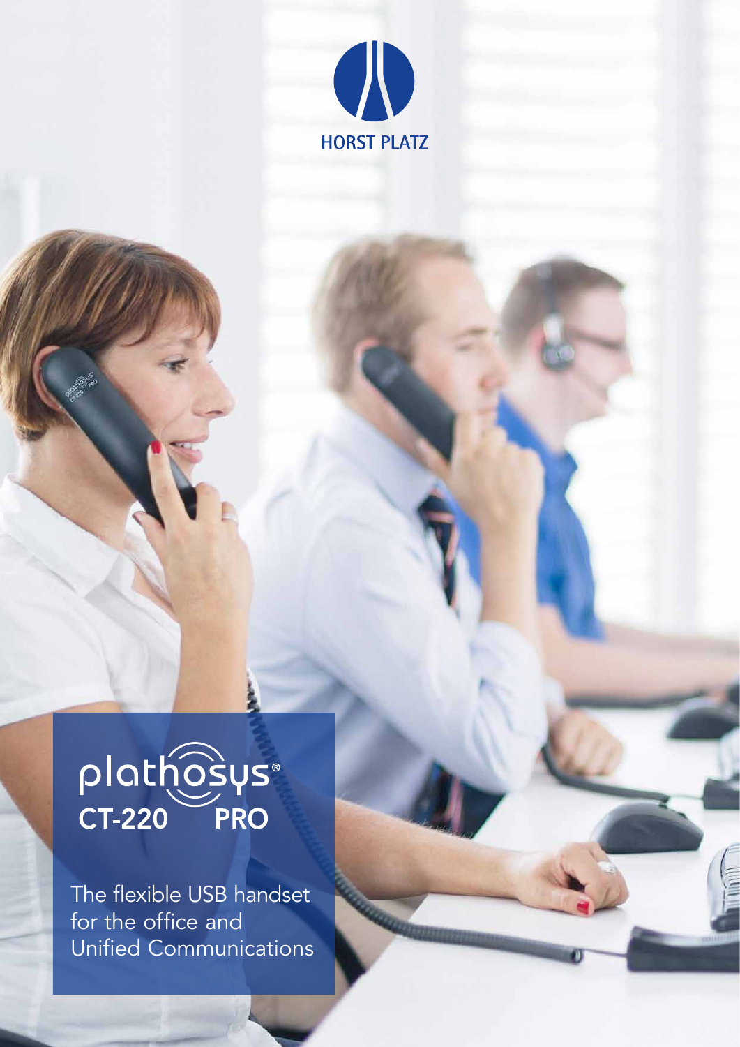HORST PLATZ

# plathosys®
## CT-220 PRO

The flexible USB handset for the office and Unified Communications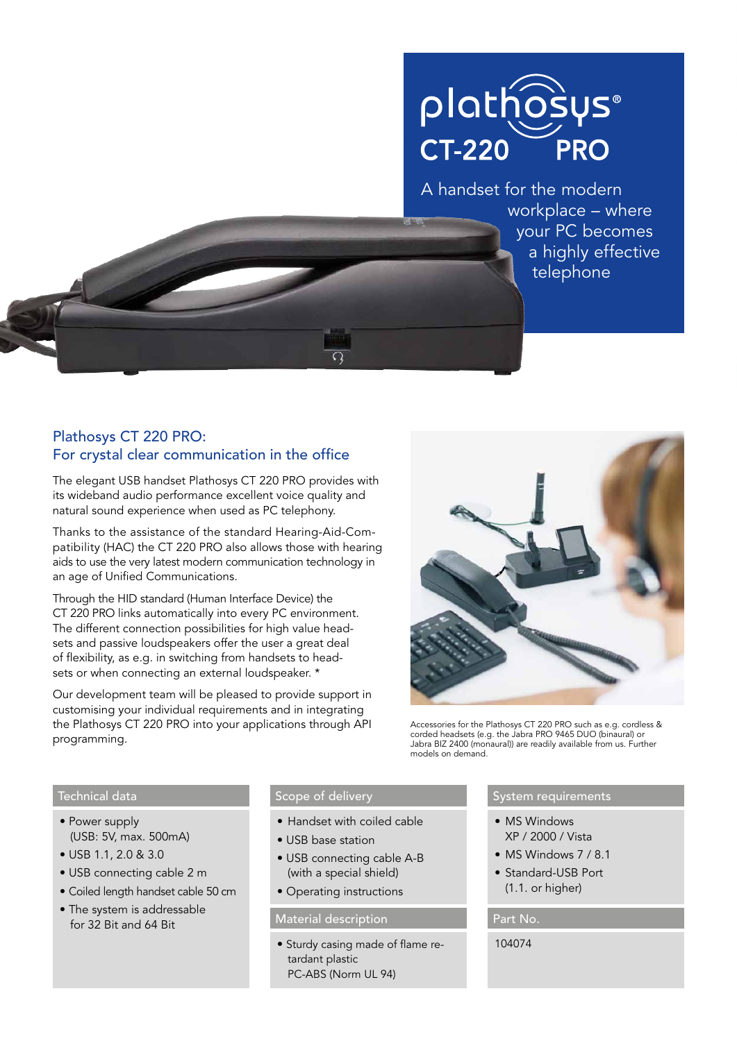# plathosys® CT-220 PRO

A handset for the modern workplace – where your PC becomes a highly effective telephone

## Plathosys CT 220 PRO: For crystal clear communication in the office

The elegant USB handset Plathosys CT 220 PRO provides with its wideband audio performance excellent voice quality and natural sound experience when used as PC telephony.

Thanks to the assistance of the standard Hearing-Aid-Compatibility (HAC) the CT 220 PRO also allows those with hearing aids to use the very latest modern communication technology in an age of Unified Communications.

Through the HID standard (Human Interface Device) the CT 220 PRO links automatically into every PC environment. The different connection possibilities for high value headsets and passive loudspeakers offer the user a great deal of flexibility, as e.g. in switching from handsets to headsets or when connecting an external loudspeaker. *

Our development team will be pleased to provide support in customising your individual requirements and in integrating the Plathosys CT 220 PRO into your applications through API programming.

Accessories for the Plathosys CT 220 PRO such as e.g. cordless & corded headsets (e.g. the Jabra PRO 9465 DUO (binaural) or Jabra BIZ 2400 (monaural)) are readily available from us. Further models on demand.

### Technical data

- Power supply (USB: 5V, max. 500mA)
- USB 1.1, 2.0 & 3.0
- USB connecting cable 2 m
- Coiled length handset cable 50 cm
- The system is addressable for 32 Bit and 64 Bit

### Scope of delivery

- Handset with coiled cable
- USB base station
- USB connecting cable A-B (with a special shield)
- Operating instructions

### Material description

- Sturdy casing made of flame retardant plastic PC-ABS (Norm UL 94)

### System requirements

- MS Windows XP / 2000 / Vista
- MS Windows 7 / 8.1
- Standard-USB Port (1.1. or higher)

### Part No.

104074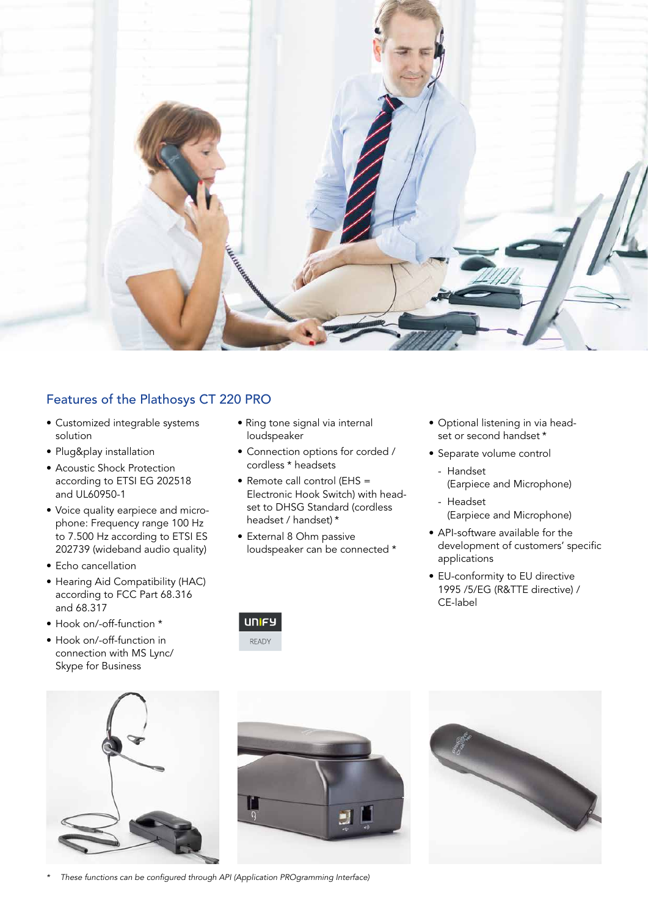## Features of the Plathosys CT 220 PRO

- Customized integrable systems solution
- Plug&play installation
- Acoustic Shock Protection according to ETSI EG 202518 and UL60950-1
- Voice quality earpiece and microphone: Frequency range 100 Hz to 7.500 Hz according to ETSI ES 202739 (wideband audio quality)
- Echo cancellation
- Hearing Aid Compatibility (HAC) according to FCC Part 68.316 and 68.317
- Hook on/-off-function *
- Hook on/-off-function in connection with MS Lync/ Skype for Business
- Ring tone signal via internal loudspeaker
- Connection options for corded / cordless * headsets
- Remote call control (EHS = Electronic Hook Switch) with headset to DHSG Standard (cordless headset / handset) *
- External 8 Ohm passive loudspeaker can be connected *
- Optional listening in via headset or second handset *
- Separate volume control
  - Handset (Earpiece and Microphone)
  - Headset (Earpiece and Microphone)
- API-software available for the development of customers' specific applications
- EU-conformity to EU directive 1995 /5/EG (R&TTE directive) / CE-label

UNIFY READY

*These functions can be configured through API (Application PROgramming Interface)*